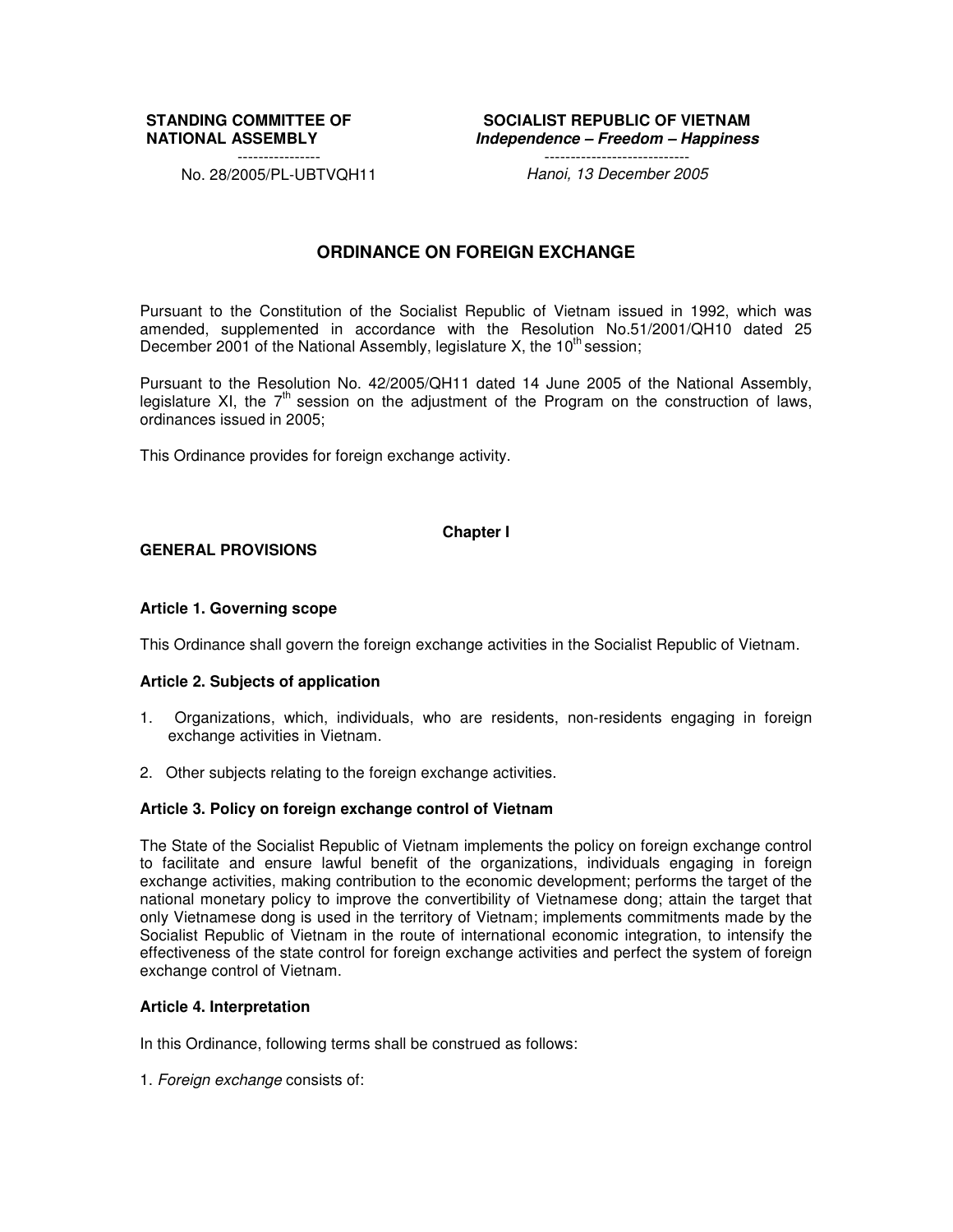**STANDING COMMITTEE OF NATIONAL ASSEMBLY**
----------------
No. 28/2005/PL-UBTVQH11

**SOCIALIST REPUBLIC OF VIETNAM**
***Independence – Freedom – Happiness***
----------------------------
*Hanoi, 13 December 2005*

# ORDINANCE ON FOREIGN EXCHANGE

Pursuant to the Constitution of the Socialist Republic of Vietnam issued in 1992, which was amended, supplemented in accordance with the Resolution No.51/2001/QH10 dated 25 December 2001 of the National Assembly, legislature X, the 10th session;

Pursuant to the Resolution No. 42/2005/QH11 dated 14 June 2005 of the National Assembly, legislature XI, the 7th session on the adjustment of the Program on the construction of laws, ordinances issued in 2005;

This Ordinance provides for foreign exchange activity.

## Chapter I

## GENERAL PROVISIONS

### Article 1. Governing scope

This Ordinance shall govern the foreign exchange activities in the Socialist Republic of Vietnam.

### Article 2. Subjects of application

1. Organizations, which, individuals, who are residents, non-residents engaging in foreign exchange activities in Vietnam.

2. Other subjects relating to the foreign exchange activities.

### Article 3. Policy on foreign exchange control of Vietnam

The State of the Socialist Republic of Vietnam implements the policy on foreign exchange control to facilitate and ensure lawful benefit of the organizations, individuals engaging in foreign exchange activities, making contribution to the economic development; performs the target of the national monetary policy to improve the convertibility of Vietnamese dong; attain the target that only Vietnamese dong is used in the territory of Vietnam; implements commitments made by the Socialist Republic of Vietnam in the route of international economic integration, to intensify the effectiveness of the state control for foreign exchange activities and perfect the system of foreign exchange control of Vietnam.

### Article 4. Interpretation

In this Ordinance, following terms shall be construed as follows:

1. *Foreign exchange* consists of: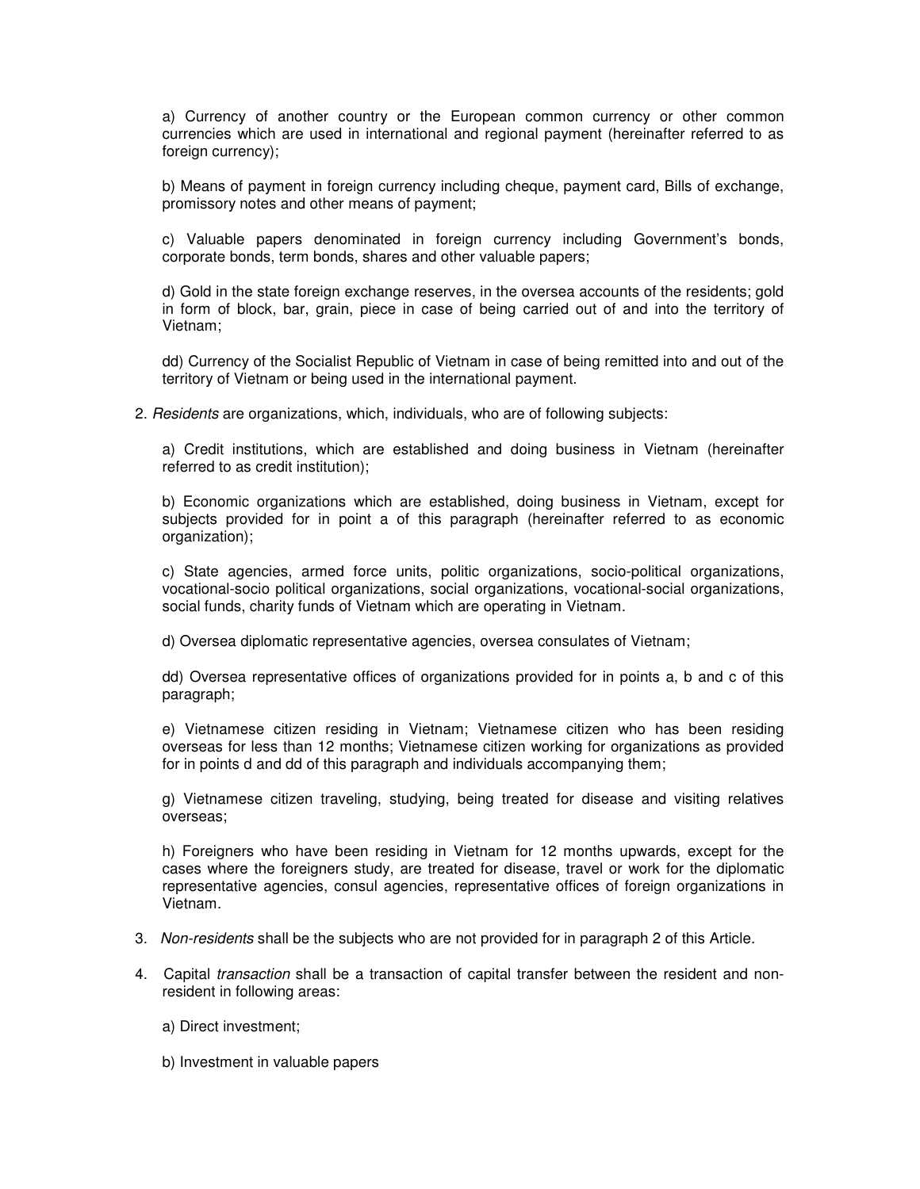a) Currency of another country or the European common currency or other common currencies which are used in international and regional payment (hereinafter referred to as foreign currency);

b) Means of payment in foreign currency including cheque, payment card, Bills of exchange, promissory notes and other means of payment;

c) Valuable papers denominated in foreign currency including Government's bonds, corporate bonds, term bonds, shares and other valuable papers;

d) Gold in the state foreign exchange reserves, in the oversea accounts of the residents; gold in form of block, bar, grain, piece in case of being carried out of and into the territory of Vietnam;

dd) Currency of the Socialist Republic of Vietnam in case of being remitted into and out of the territory of Vietnam or being used in the international payment.

2. *Residents* are organizations, which, individuals, who are of following subjects:

   a) Credit institutions, which are established and doing business in Vietnam (hereinafter referred to as credit institution);

   b) Economic organizations which are established, doing business in Vietnam, except for subjects provided for in point a of this paragraph (hereinafter referred to as economic organization);

   c) State agencies, armed force units, politic organizations, socio-political organizations, vocational-socio political organizations, social organizations, vocational-social organizations, social funds, charity funds of Vietnam which are operating in Vietnam.

   d) Oversea diplomatic representative agencies, oversea consulates of Vietnam;

   dd) Oversea representative offices of organizations provided for in points a, b and c of this paragraph;

   e) Vietnamese citizen residing in Vietnam; Vietnamese citizen who has been residing overseas for less than 12 months; Vietnamese citizen working for organizations as provided for in points d and dd of this paragraph and individuals accompanying them;

   g) Vietnamese citizen traveling, studying, being treated for disease and visiting relatives overseas;

   h) Foreigners who have been residing in Vietnam for 12 months upwards, except for the cases where the foreigners study, are treated for disease, travel or work for the diplomatic representative agencies, consul agencies, representative offices of foreign organizations in Vietnam.

3. *Non-residents* shall be the subjects who are not provided for in paragraph 2 of this Article.

4. Capital *transaction* shall be a transaction of capital transfer between the resident and non-resident in following areas:

   a) Direct investment;

   b) Investment in valuable papers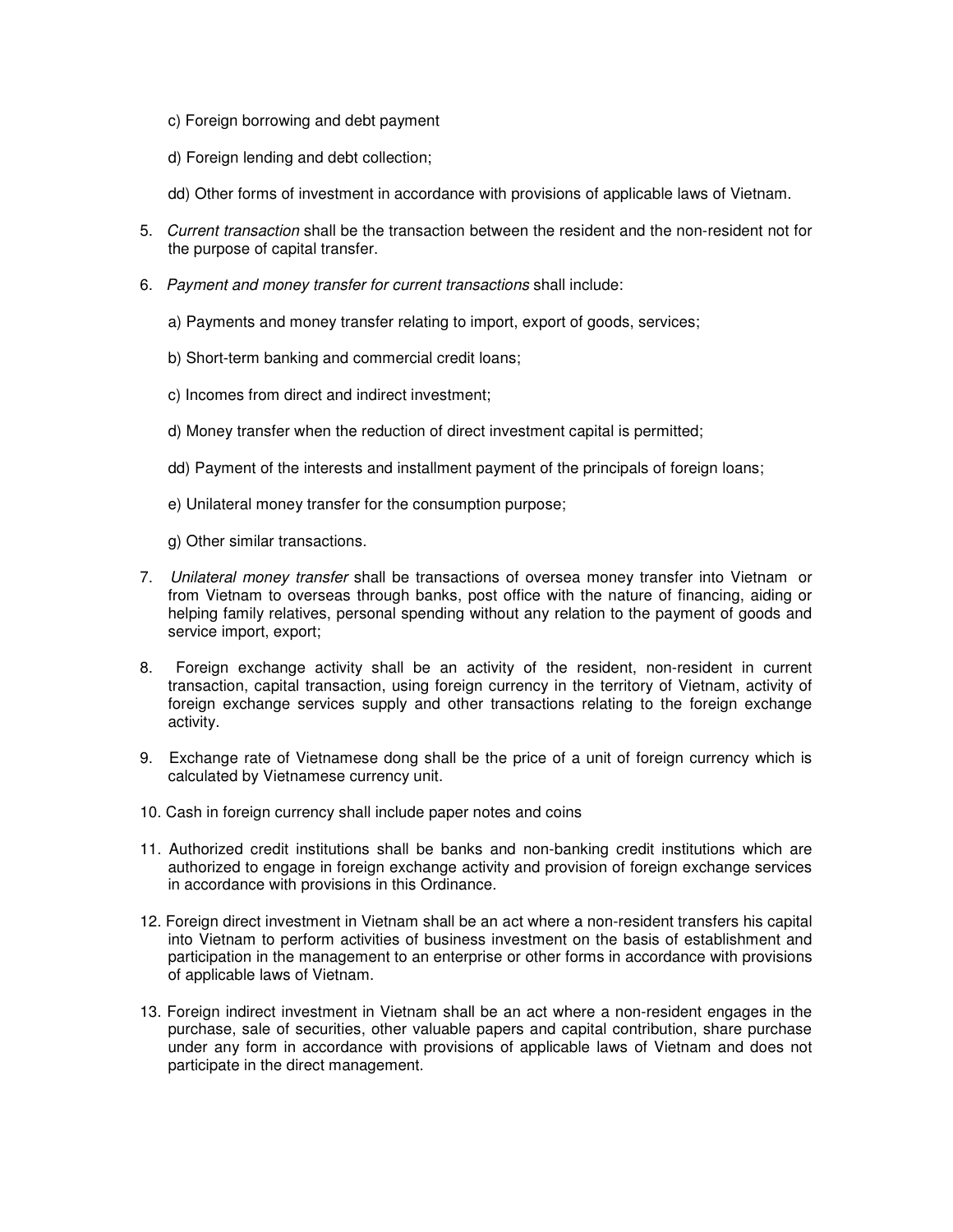c) Foreign borrowing and debt payment

d) Foreign lending and debt collection;

dd) Other forms of investment in accordance with provisions of applicable laws of Vietnam.

5. *Current transaction* shall be the transaction between the resident and the non-resident not for the purpose of capital transfer.

6. *Payment and money transfer for current transactions* shall include:

   a) Payments and money transfer relating to import, export of goods, services;

   b) Short-term banking and commercial credit loans;

   c) Incomes from direct and indirect investment;

   d) Money transfer when the reduction of direct investment capital is permitted;

   dd) Payment of the interests and installment payment of the principals of foreign loans;

   e) Unilateral money transfer for the consumption purpose;

   g) Other similar transactions.

7. *Unilateral money transfer* shall be transactions of oversea money transfer into Vietnam or from Vietnam to overseas through banks, post office with the nature of financing, aiding or helping family relatives, personal spending without any relation to the payment of goods and service import, export;

8. Foreign exchange activity shall be an activity of the resident, non-resident in current transaction, capital transaction, using foreign currency in the territory of Vietnam, activity of foreign exchange services supply and other transactions relating to the foreign exchange activity.

9. Exchange rate of Vietnamese dong shall be the price of a unit of foreign currency which is calculated by Vietnamese currency unit.

10. Cash in foreign currency shall include paper notes and coins

11. Authorized credit institutions shall be banks and non-banking credit institutions which are authorized to engage in foreign exchange activity and provision of foreign exchange services in accordance with provisions in this Ordinance.

12. Foreign direct investment in Vietnam shall be an act where a non-resident transfers his capital into Vietnam to perform activities of business investment on the basis of establishment and participation in the management to an enterprise or other forms in accordance with provisions of applicable laws of Vietnam.

13. Foreign indirect investment in Vietnam shall be an act where a non-resident engages in the purchase, sale of securities, other valuable papers and capital contribution, share purchase under any form in accordance with provisions of applicable laws of Vietnam and does not participate in the direct management.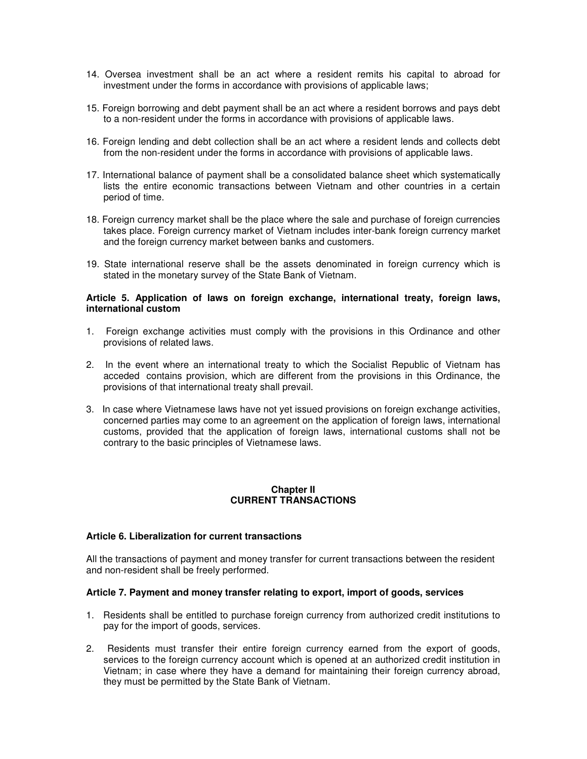14. Oversea investment shall be an act where a resident remits his capital to abroad for investment under the forms in accordance with provisions of applicable laws;

15. Foreign borrowing and debt payment shall be an act where a resident borrows and pays debt to a non-resident under the forms in accordance with provisions of applicable laws.

16. Foreign lending and debt collection shall be an act where a resident lends and collects debt from the non-resident under the forms in accordance with provisions of applicable laws.

17. International balance of payment shall be a consolidated balance sheet which systematically lists the entire economic transactions between Vietnam and other countries in a certain period of time.

18. Foreign currency market shall be the place where the sale and purchase of foreign currencies takes place. Foreign currency market of Vietnam includes inter-bank foreign currency market and the foreign currency market between banks and customers.

19. State international reserve shall be the assets denominated in foreign currency which is stated in the monetary survey of the State Bank of Vietnam.

**Article 5. Application of laws on foreign exchange, international treaty, foreign laws, international custom**

1. Foreign exchange activities must comply with the provisions in this Ordinance and other provisions of related laws.

2. In the event where an international treaty to which the Socialist Republic of Vietnam has acceded contains provision, which are different from the provisions in this Ordinance, the provisions of that international treaty shall prevail.

3. In case where Vietnamese laws have not yet issued provisions on foreign exchange activities, concerned parties may come to an agreement on the application of foreign laws, international customs, provided that the application of foreign laws, international customs shall not be contrary to the basic principles of Vietnamese laws.

## Chapter II
## CURRENT TRANSACTIONS

**Article 6. Liberalization for current transactions**

All the transactions of payment and money transfer for current transactions between the resident and non-resident shall be freely performed.

**Article 7. Payment and money transfer relating to export, import of goods, services**

1. Residents shall be entitled to purchase foreign currency from authorized credit institutions to pay for the import of goods, services.

2. Residents must transfer their entire foreign currency earned from the export of goods, services to the foreign currency account which is opened at an authorized credit institution in Vietnam; in case where they have a demand for maintaining their foreign currency abroad, they must be permitted by the State Bank of Vietnam.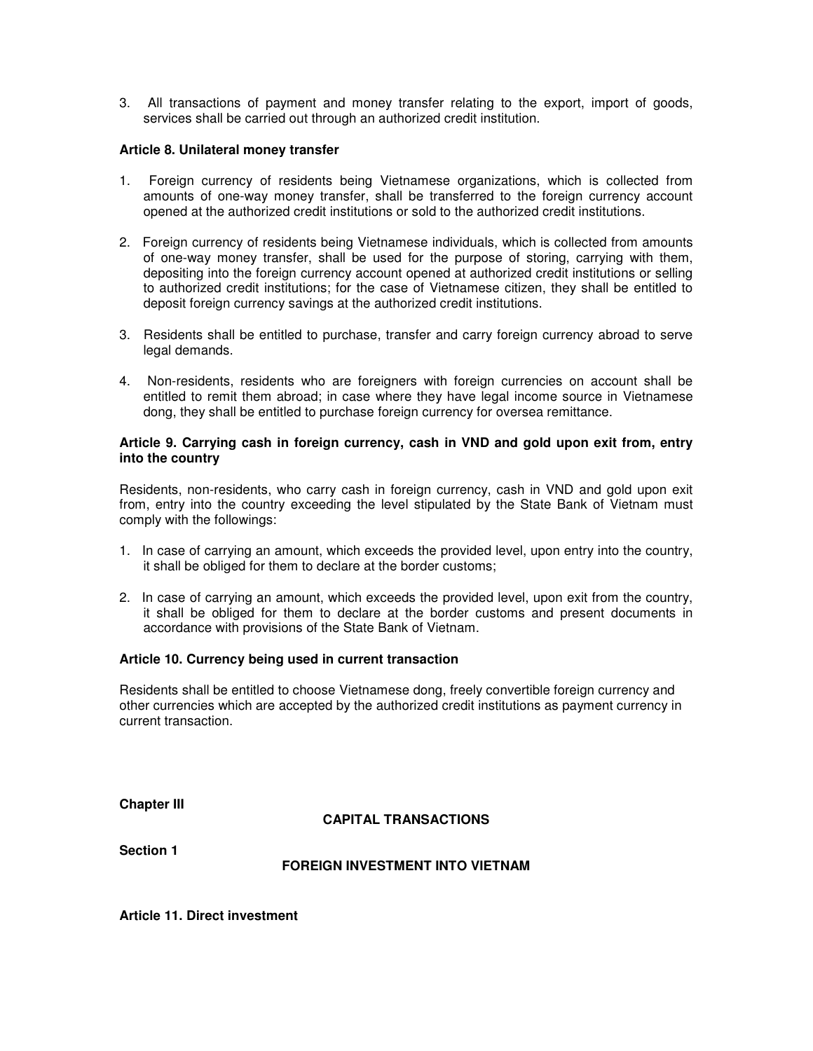3. All transactions of payment and money transfer relating to the export, import of goods, services shall be carried out through an authorized credit institution.

**Article 8. Unilateral money transfer**

1. Foreign currency of residents being Vietnamese organizations, which is collected from amounts of one-way money transfer, shall be transferred to the foreign currency account opened at the authorized credit institutions or sold to the authorized credit institutions.

2. Foreign currency of residents being Vietnamese individuals, which is collected from amounts of one-way money transfer, shall be used for the purpose of storing, carrying with them, depositing into the foreign currency account opened at authorized credit institutions or selling to authorized credit institutions; for the case of Vietnamese citizen, they shall be entitled to deposit foreign currency savings at the authorized credit institutions.

3. Residents shall be entitled to purchase, transfer and carry foreign currency abroad to serve legal demands.

4. Non-residents, residents who are foreigners with foreign currencies on account shall be entitled to remit them abroad; in case where they have legal income source in Vietnamese dong, they shall be entitled to purchase foreign currency for oversea remittance.

**Article 9. Carrying cash in foreign currency, cash in VND and gold upon exit from, entry into the country**

Residents, non-residents, who carry cash in foreign currency, cash in VND and gold upon exit from, entry into the country exceeding the level stipulated by the State Bank of Vietnam must comply with the followings:

1. In case of carrying an amount, which exceeds the provided level, upon entry into the country, it shall be obliged for them to declare at the border customs;

2. In case of carrying an amount, which exceeds the provided level, upon exit from the country, it shall be obliged for them to declare at the border customs and present documents in accordance with provisions of the State Bank of Vietnam.

**Article 10. Currency being used in current transaction**

Residents shall be entitled to choose Vietnamese dong, freely convertible foreign currency and other currencies which are accepted by the authorized credit institutions as payment currency in current transaction.

## Chapter III

## CAPITAL TRANSACTIONS

### Section 1

### FOREIGN INVESTMENT INTO VIETNAM

**Article 11. Direct investment**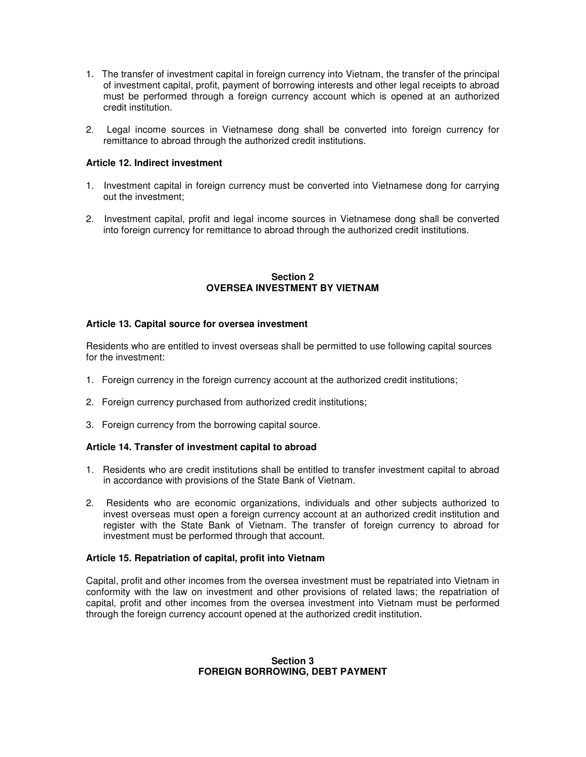1. The transfer of investment capital in foreign currency into Vietnam, the transfer of the principal of investment capital, profit, payment of borrowing interests and other legal receipts to abroad must be performed through a foreign currency account which is opened at an authorized credit institution.

2. Legal income sources in Vietnamese dong shall be converted into foreign currency for remittance to abroad through the authorized credit institutions.

**Article 12. Indirect investment**

1. Investment capital in foreign currency must be converted into Vietnamese dong for carrying out the investment;

2. Investment capital, profit and legal income sources in Vietnamese dong shall be converted into foreign currency for remittance to abroad through the authorized credit institutions.

## Section 2
## OVERSEA INVESTMENT BY VIETNAM

**Article 13. Capital source for oversea investment**

Residents who are entitled to invest overseas shall be permitted to use following capital sources for the investment:

1. Foreign currency in the foreign currency account at the authorized credit institutions;

2. Foreign currency purchased from authorized credit institutions;

3. Foreign currency from the borrowing capital source.

**Article 14. Transfer of investment capital to abroad**

1. Residents who are credit institutions shall be entitled to transfer investment capital to abroad in accordance with provisions of the State Bank of Vietnam.

2. Residents who are economic organizations, individuals and other subjects authorized to invest overseas must open a foreign currency account at an authorized credit institution and register with the State Bank of Vietnam. The transfer of foreign currency to abroad for investment must be performed through that account.

**Article 15. Repatriation of capital, profit into Vietnam**

Capital, profit and other incomes from the oversea investment must be repatriated into Vietnam in conformity with the law on investment and other provisions of related laws; the repatriation of capital, profit and other incomes from the oversea investment into Vietnam must be performed through the foreign currency account opened at the authorized credit institution.

## Section 3
## FOREIGN BORROWING, DEBT PAYMENT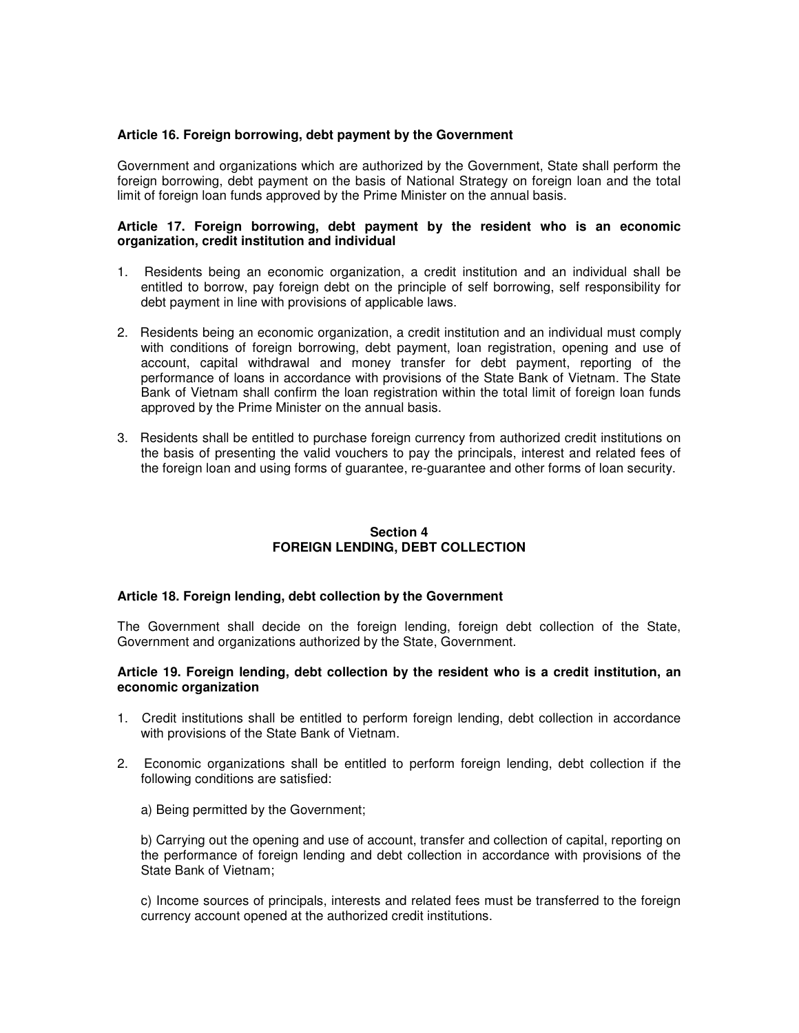**Article 16. Foreign borrowing, debt payment by the Government**

Government and organizations which are authorized by the Government, State shall perform the foreign borrowing, debt payment on the basis of National Strategy on foreign loan and the total limit of foreign loan funds approved by the Prime Minister on the annual basis.

**Article 17. Foreign borrowing, debt payment by the resident who is an economic organization, credit institution and individual**

1. Residents being an economic organization, a credit institution and an individual shall be entitled to borrow, pay foreign debt on the principle of self borrowing, self responsibility for debt payment in line with provisions of applicable laws.

2. Residents being an economic organization, a credit institution and an individual must comply with conditions of foreign borrowing, debt payment, loan registration, opening and use of account, capital withdrawal and money transfer for debt payment, reporting of the performance of loans in accordance with provisions of the State Bank of Vietnam. The State Bank of Vietnam shall confirm the loan registration within the total limit of foreign loan funds approved by the Prime Minister on the annual basis.

3. Residents shall be entitled to purchase foreign currency from authorized credit institutions on the basis of presenting the valid vouchers to pay the principals, interest and related fees of the foreign loan and using forms of guarantee, re-guarantee and other forms of loan security.

## Section 4
## FOREIGN LENDING, DEBT COLLECTION

**Article 18. Foreign lending, debt collection by the Government**

The Government shall decide on the foreign lending, foreign debt collection of the State, Government and organizations authorized by the State, Government.

**Article 19. Foreign lending, debt collection by the resident who is a credit institution, an economic organization**

1. Credit institutions shall be entitled to perform foreign lending, debt collection in accordance with provisions of the State Bank of Vietnam.

2. Economic organizations shall be entitled to perform foreign lending, debt collection if the following conditions are satisfied:

   a) Being permitted by the Government;

   b) Carrying out the opening and use of account, transfer and collection of capital, reporting on the performance of foreign lending and debt collection in accordance with provisions of the State Bank of Vietnam;

   c) Income sources of principals, interests and related fees must be transferred to the foreign currency account opened at the authorized credit institutions.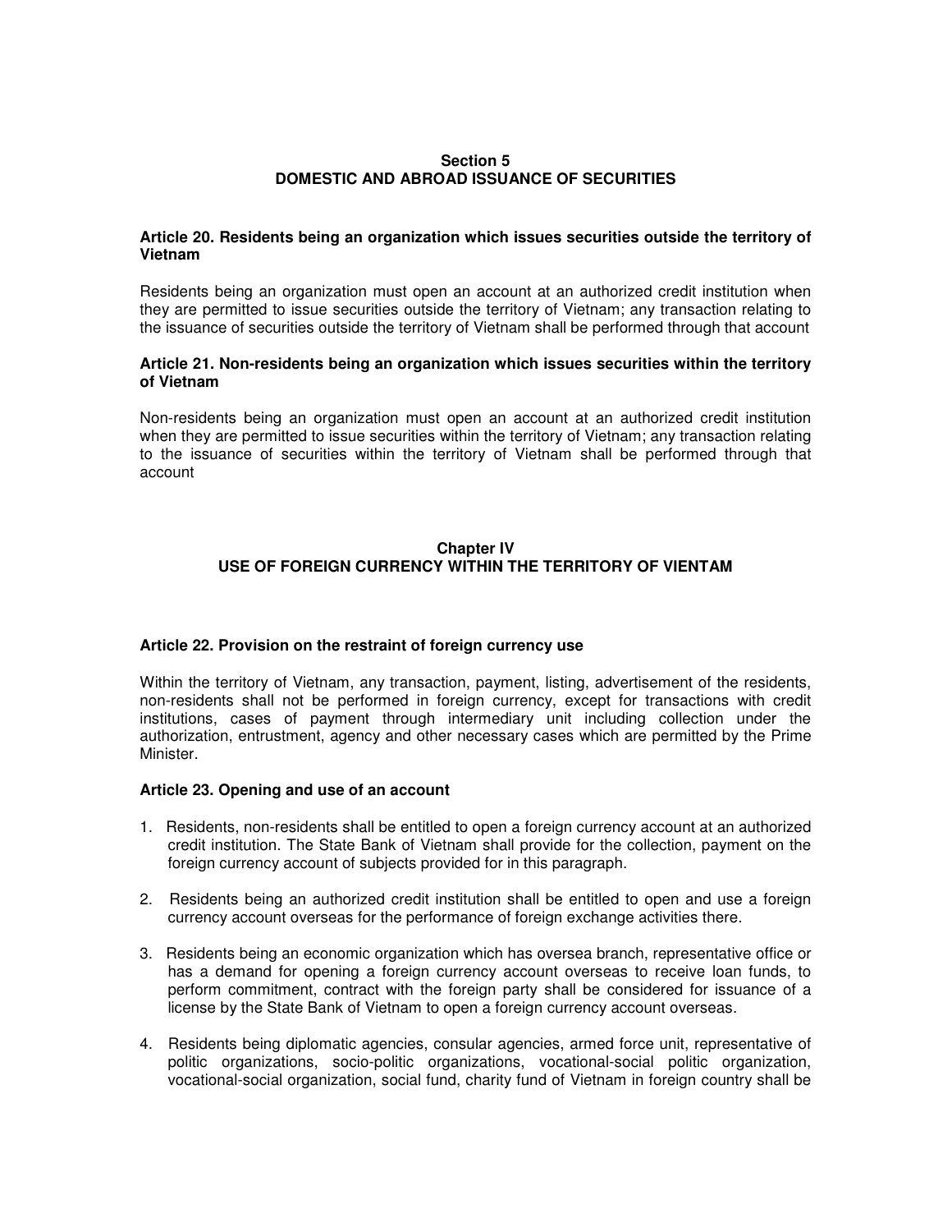## Section 5
## DOMESTIC AND ABROAD ISSUANCE OF SECURITIES

### Article 20. Residents being an organization which issues securities outside the territory of Vietnam

Residents being an organization must open an account at an authorized credit institution when they are permitted to issue securities outside the territory of Vietnam; any transaction relating to the issuance of securities outside the territory of Vietnam shall be performed through that account

### Article 21. Non-residents being an organization which issues securities within the territory of Vietnam

Non-residents being an organization must open an account at an authorized credit institution when they are permitted to issue securities within the territory of Vietnam; any transaction relating to the issuance of securities within the territory of Vietnam shall be performed through that account

## Chapter IV
## USE OF FOREIGN CURRENCY WITHIN THE TERRITORY OF VIENTAM

### Article 22. Provision on the restraint of foreign currency use

Within the territory of Vietnam, any transaction, payment, listing, advertisement of the residents, non-residents shall not be performed in foreign currency, except for transactions with credit institutions, cases of payment through intermediary unit including collection under the authorization, entrustment, agency and other necessary cases which are permitted by the Prime Minister.

### Article 23. Opening and use of an account

1. Residents, non-residents shall be entitled to open a foreign currency account at an authorized credit institution. The State Bank of Vietnam shall provide for the collection, payment on the foreign currency account of subjects provided for in this paragraph.

2. Residents being an authorized credit institution shall be entitled to open and use a foreign currency account overseas for the performance of foreign exchange activities there.

3. Residents being an economic organization which has oversea branch, representative office or has a demand for opening a foreign currency account overseas to receive loan funds, to perform commitment, contract with the foreign party shall be considered for issuance of a license by the State Bank of Vietnam to open a foreign currency account overseas.

4. Residents being diplomatic agencies, consular agencies, armed force unit, representative of politic organizations, socio-politic organizations, vocational-social politic organization, vocational-social organization, social fund, charity fund of Vietnam in foreign country shall be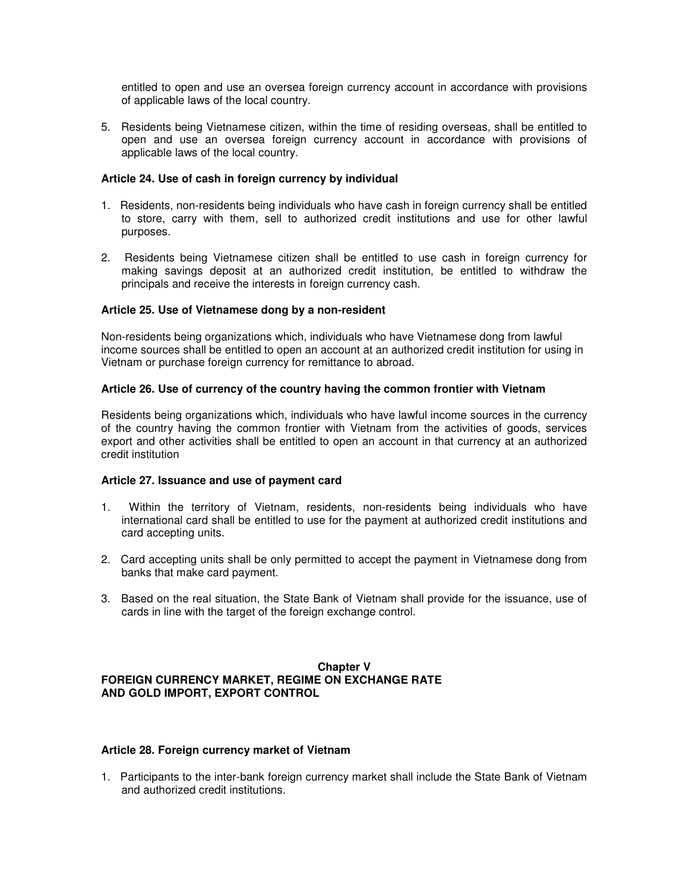entitled to open and use an oversea foreign currency account in accordance with provisions of applicable laws of the local country.

5. Residents being Vietnamese citizen, within the time of residing overseas, shall be entitled to open and use an oversea foreign currency account in accordance with provisions of applicable laws of the local country.

**Article 24. Use of cash in foreign currency by individual**

1. Residents, non-residents being individuals who have cash in foreign currency shall be entitled to store, carry with them, sell to authorized credit institutions and use for other lawful purposes.

2. Residents being Vietnamese citizen shall be entitled to use cash in foreign currency for making savings deposit at an authorized credit institution, be entitled to withdraw the principals and receive the interests in foreign currency cash.

**Article 25. Use of Vietnamese dong by a non-resident**

Non-residents being organizations which, individuals who have Vietnamese dong from lawful income sources shall be entitled to open an account at an authorized credit institution for using in Vietnam or purchase foreign currency for remittance to abroad.

**Article 26. Use of currency of the country having the common frontier with Vietnam**

Residents being organizations which, individuals who have lawful income sources in the currency of the country having the common frontier with Vietnam from the activities of goods, services export and other activities shall be entitled to open an account in that currency at an authorized credit institution

**Article 27. Issuance and use of payment card**

1. Within the territory of Vietnam, residents, non-residents being individuals who have international card shall be entitled to use for the payment at authorized credit institutions and card accepting units.

2. Card accepting units shall be only permitted to accept the payment in Vietnamese dong from banks that make card payment.

3. Based on the real situation, the State Bank of Vietnam shall provide for the issuance, use of cards in line with the target of the foreign exchange control.

## Chapter V
## FOREIGN CURRENCY MARKET, REGIME ON EXCHANGE RATE AND GOLD IMPORT, EXPORT CONTROL

**Article 28. Foreign currency market of Vietnam**

1. Participants to the inter-bank foreign currency market shall include the State Bank of Vietnam and authorized credit institutions.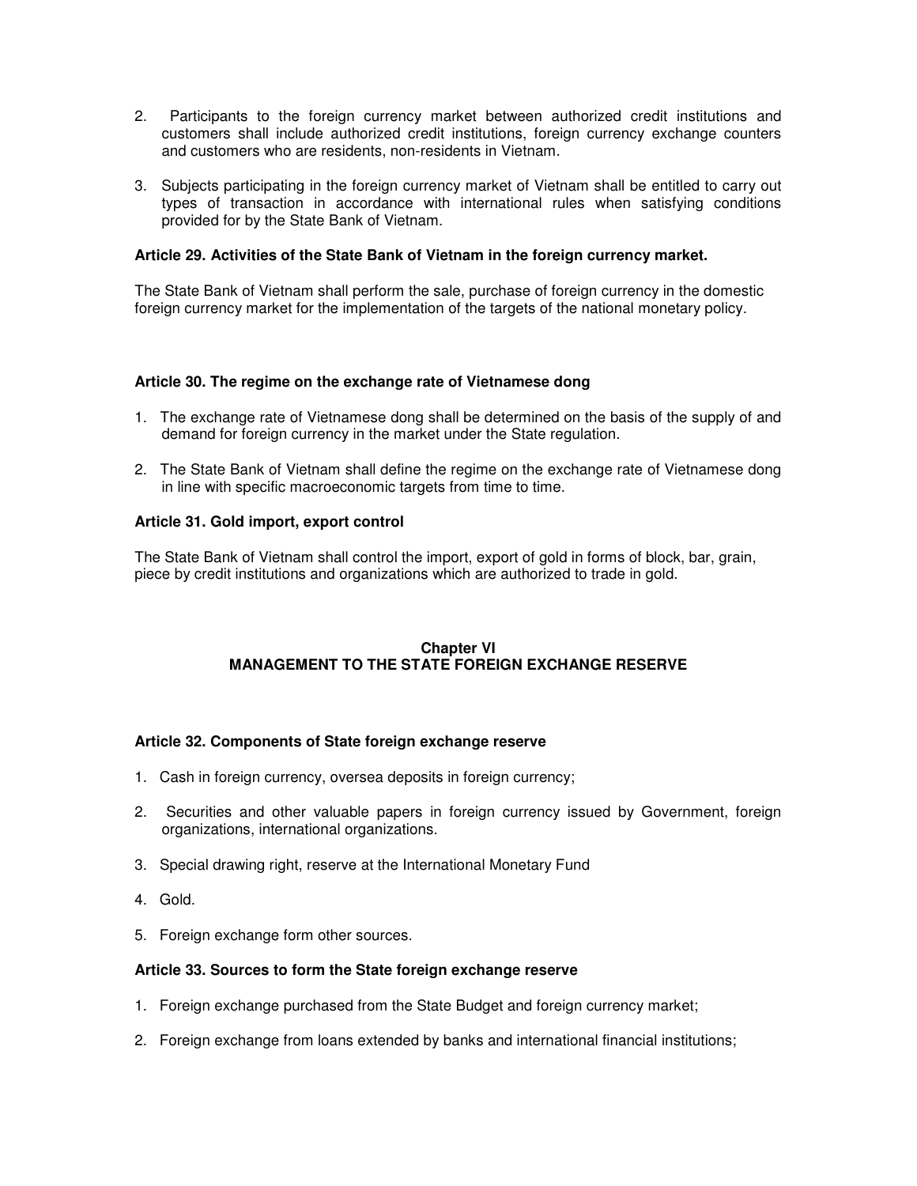2. Participants to the foreign currency market between authorized credit institutions and customers shall include authorized credit institutions, foreign currency exchange counters and customers who are residents, non-residents in Vietnam.

3. Subjects participating in the foreign currency market of Vietnam shall be entitled to carry out types of transaction in accordance with international rules when satisfying conditions provided for by the State Bank of Vietnam.

**Article 29. Activities of the State Bank of Vietnam in the foreign currency market.**

The State Bank of Vietnam shall perform the sale, purchase of foreign currency in the domestic foreign currency market for the implementation of the targets of the national monetary policy.

**Article 30. The regime on the exchange rate of Vietnamese dong**

1. The exchange rate of Vietnamese dong shall be determined on the basis of the supply of and demand for foreign currency in the market under the State regulation.

2. The State Bank of Vietnam shall define the regime on the exchange rate of Vietnamese dong in line with specific macroeconomic targets from time to time.

**Article 31. Gold import, export control**

The State Bank of Vietnam shall control the import, export of gold in forms of block, bar, grain, piece by credit institutions and organizations which are authorized to trade in gold.

## Chapter VI
## MANAGEMENT TO THE STATE FOREIGN EXCHANGE RESERVE

**Article 32. Components of State foreign exchange reserve**

1. Cash in foreign currency, oversea deposits in foreign currency;

2. Securities and other valuable papers in foreign currency issued by Government, foreign organizations, international organizations.

3. Special drawing right, reserve at the International Monetary Fund

4. Gold.

5. Foreign exchange form other sources.

**Article 33. Sources to form the State foreign exchange reserve**

1. Foreign exchange purchased from the State Budget and foreign currency market;

2. Foreign exchange from loans extended by banks and international financial institutions;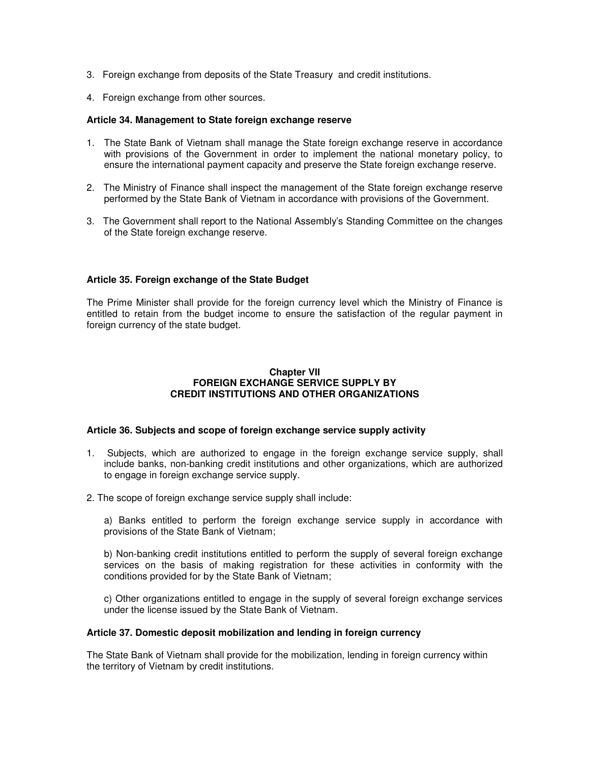3. Foreign exchange from deposits of the State Treasury and credit institutions.

4. Foreign exchange from other sources.

**Article 34. Management to State foreign exchange reserve**

1. The State Bank of Vietnam shall manage the State foreign exchange reserve in accordance with provisions of the Government in order to implement the national monetary policy, to ensure the international payment capacity and preserve the State foreign exchange reserve.

2. The Ministry of Finance shall inspect the management of the State foreign exchange reserve performed by the State Bank of Vietnam in accordance with provisions of the Government.

3. The Government shall report to the National Assembly's Standing Committee on the changes of the State foreign exchange reserve.

**Article 35. Foreign exchange of the State Budget**

The Prime Minister shall provide for the foreign currency level which the Ministry of Finance is entitled to retain from the budget income to ensure the satisfaction of the regular payment in foreign currency of the state budget.

## Chapter VII
## FOREIGN EXCHANGE SERVICE SUPPLY BY CREDIT INSTITUTIONS AND OTHER ORGANIZATIONS

**Article 36. Subjects and scope of foreign exchange service supply activity**

1. Subjects, which are authorized to engage in the foreign exchange service supply, shall include banks, non-banking credit institutions and other organizations, which are authorized to engage in foreign exchange service supply.

2. The scope of foreign exchange service supply shall include:

   a) Banks entitled to perform the foreign exchange service supply in accordance with provisions of the State Bank of Vietnam;

   b) Non-banking credit institutions entitled to perform the supply of several foreign exchange services on the basis of making registration for these activities in conformity with the conditions provided for by the State Bank of Vietnam;

   c) Other organizations entitled to engage in the supply of several foreign exchange services under the license issued by the State Bank of Vietnam.

**Article 37. Domestic deposit mobilization and lending in foreign currency**

The State Bank of Vietnam shall provide for the mobilization, lending in foreign currency within the territory of Vietnam by credit institutions.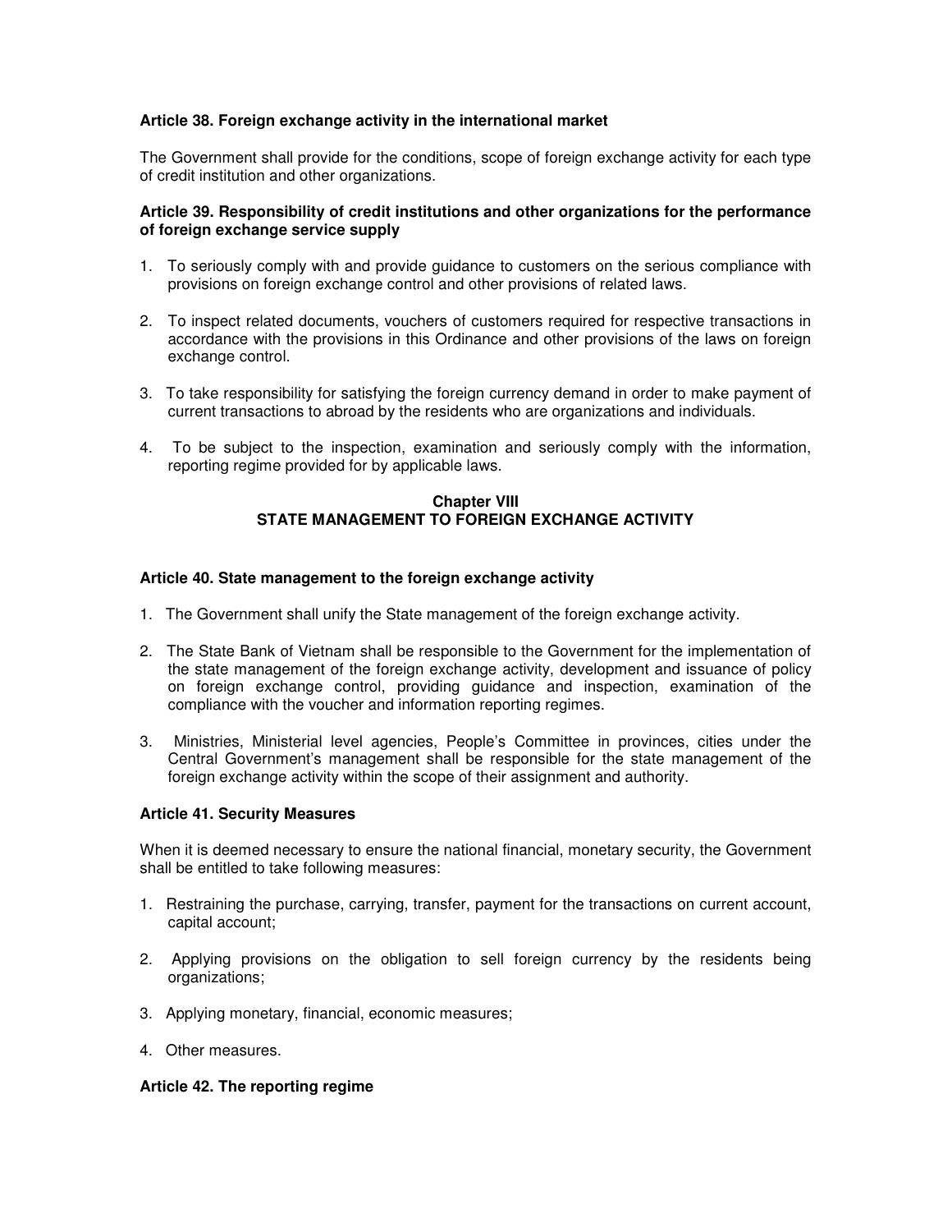**Article 38. Foreign exchange activity in the international market**

The Government shall provide for the conditions, scope of foreign exchange activity for each type of credit institution and other organizations.

**Article 39. Responsibility of credit institutions and other organizations for the performance of foreign exchange service supply**

1. To seriously comply with and provide guidance to customers on the serious compliance with provisions on foreign exchange control and other provisions of related laws.

2. To inspect related documents, vouchers of customers required for respective transactions in accordance with the provisions in this Ordinance and other provisions of the laws on foreign exchange control.

3. To take responsibility for satisfying the foreign currency demand in order to make payment of current transactions to abroad by the residents who are organizations and individuals.

4. To be subject to the inspection, examination and seriously comply with the information, reporting regime provided for by applicable laws.

## Chapter VIII
## STATE MANAGEMENT TO FOREIGN EXCHANGE ACTIVITY

**Article 40. State management to the foreign exchange activity**

1. The Government shall unify the State management of the foreign exchange activity.

2. The State Bank of Vietnam shall be responsible to the Government for the implementation of the state management of the foreign exchange activity, development and issuance of policy on foreign exchange control, providing guidance and inspection, examination of the compliance with the voucher and information reporting regimes.

3. Ministries, Ministerial level agencies, People's Committee in provinces, cities under the Central Government's management shall be responsible for the state management of the foreign exchange activity within the scope of their assignment and authority.

**Article 41. Security Measures**

When it is deemed necessary to ensure the national financial, monetary security, the Government shall be entitled to take following measures:

1. Restraining the purchase, carrying, transfer, payment for the transactions on current account, capital account;

2. Applying provisions on the obligation to sell foreign currency by the residents being organizations;

3. Applying monetary, financial, economic measures;

4. Other measures.

**Article 42. The reporting regime**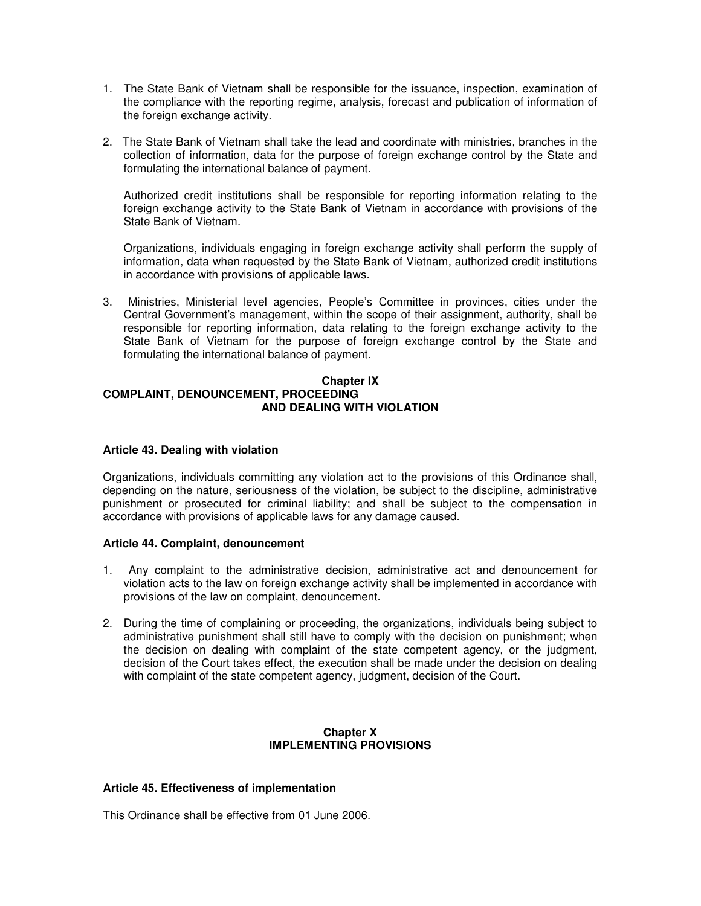1. The State Bank of Vietnam shall be responsible for the issuance, inspection, examination of the compliance with the reporting regime, analysis, forecast and publication of information of the foreign exchange activity.

2. The State Bank of Vietnam shall take the lead and coordinate with ministries, branches in the collection of information, data for the purpose of foreign exchange control by the State and formulating the international balance of payment.

   Authorized credit institutions shall be responsible for reporting information relating to the foreign exchange activity to the State Bank of Vietnam in accordance with provisions of the State Bank of Vietnam.

   Organizations, individuals engaging in foreign exchange activity shall perform the supply of information, data when requested by the State Bank of Vietnam, authorized credit institutions in accordance with provisions of applicable laws.

3. Ministries, Ministerial level agencies, People's Committee in provinces, cities under the Central Government's management, within the scope of their assignment, authority, shall be responsible for reporting information, data relating to the foreign exchange activity to the State Bank of Vietnam for the purpose of foreign exchange control by the State and formulating the international balance of payment.

## Chapter IX
## COMPLAINT, DENOUNCEMENT, PROCEEDING AND DEALING WITH VIOLATION

### Article 43. Dealing with violation

Organizations, individuals committing any violation act to the provisions of this Ordinance shall, depending on the nature, seriousness of the violation, be subject to the discipline, administrative punishment or prosecuted for criminal liability; and shall be subject to the compensation in accordance with provisions of applicable laws for any damage caused.

### Article 44. Complaint, denouncement

1. Any complaint to the administrative decision, administrative act and denouncement for violation acts to the law on foreign exchange activity shall be implemented in accordance with provisions of the law on complaint, denouncement.

2. During the time of complaining or proceeding, the organizations, individuals being subject to administrative punishment shall still have to comply with the decision on punishment; when the decision on dealing with complaint of the state competent agency, or the judgment, decision of the Court takes effect, the execution shall be made under the decision on dealing with complaint of the state competent agency, judgment, decision of the Court.

## Chapter X
## IMPLEMENTING PROVISIONS

### Article 45. Effectiveness of implementation

This Ordinance shall be effective from 01 June 2006.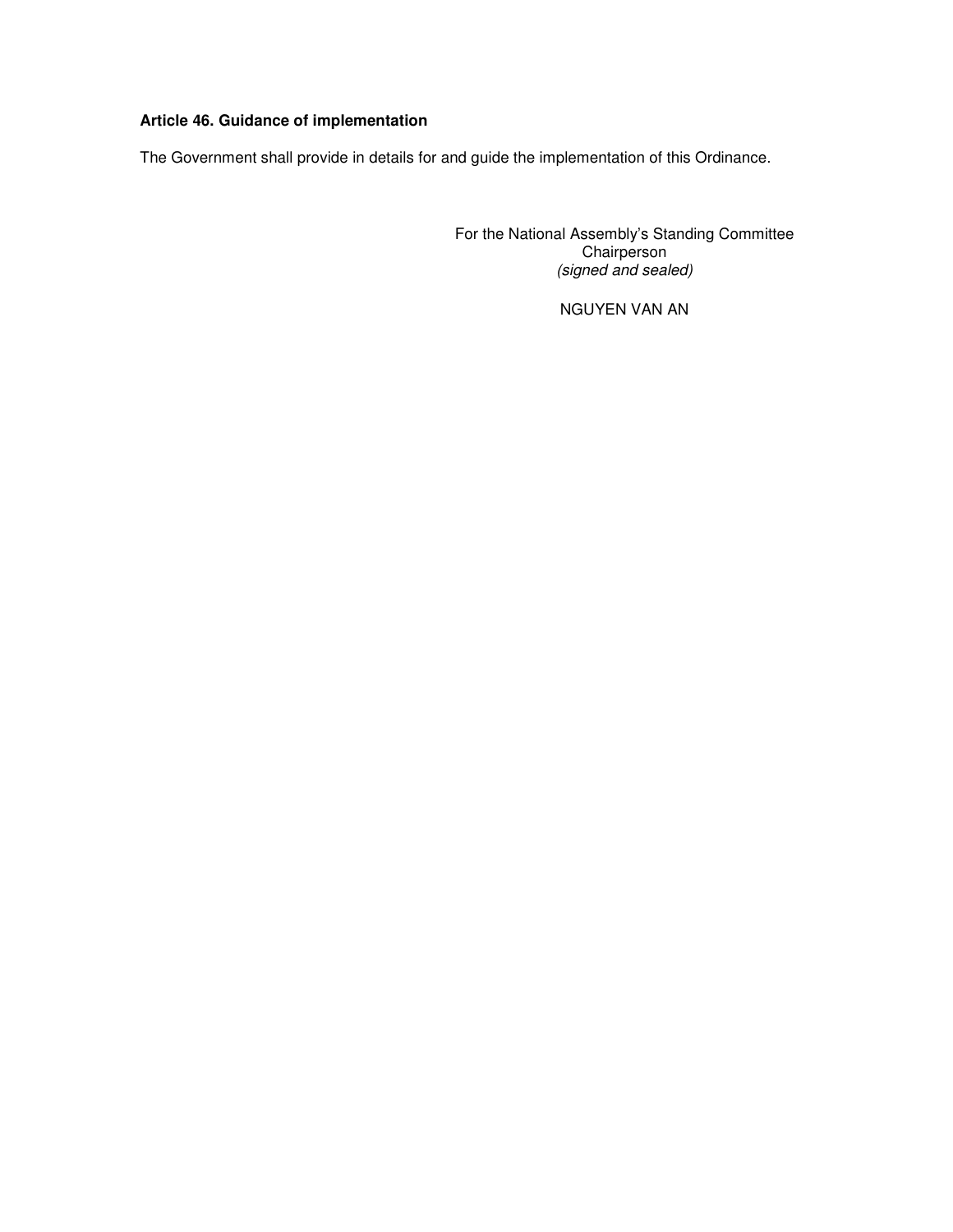**Article 46. Guidance of implementation**

The Government shall provide in details for and guide the implementation of this Ordinance.

For the National Assembly's Standing Committee
Chairperson
*(signed and sealed)*

NGUYEN VAN AN